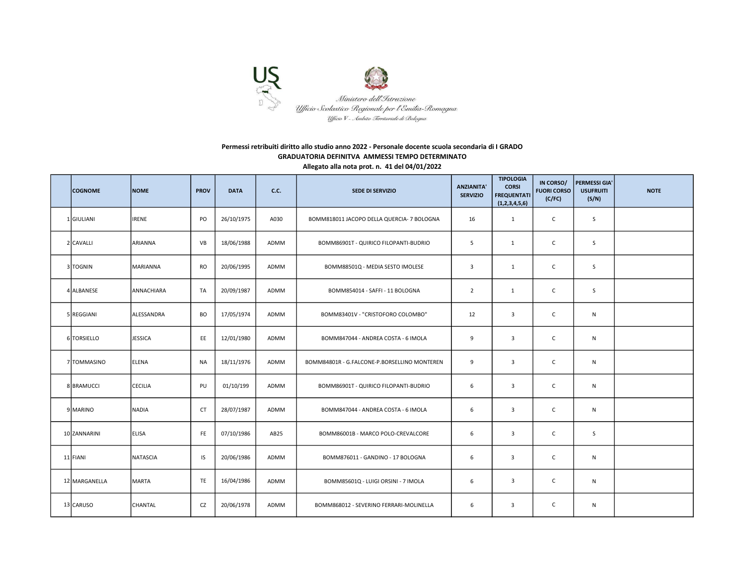Ministero dell'Istruzione
Ufficio Scolastico Regionale per l'Emilia-Romagna
Ufficio V - Ambito Territoriale di Bologna

**Permessi retribuiti diritto allo studio anno 2022 - Personale docente scuola secondaria di I GRADO**
**GRADUATORIA DEFINITVA AMMESSI TEMPO DETERMINATO**
**Allegato alla nota prot. n. 41 del 04/01/2022**

| | COGNOME | NOME | PROV | DATA | C.C. | SEDE DI SERVIZIO | ANZIANITA' SERVIZIO | TIPOLOGIA CORSI FREQUENTATI (1,2,3,4,5,6) | IN CORSO/ FUORI CORSO (C/FC) | PERMESSI GIA' USUFRUITI (S/N) | NOTE |
|---|---|---|---|---|---|---|---|---|---|---|---|
| 1 | GIULIANI | IRENE | PO | 26/10/1975 | A030 | BOMM818011 JACOPO DELLA QUERCIA- 7 BOLOGNA | 16 | 1 | C | S | |
| 2 | CAVALLI | ARIANNA | VB | 18/06/1988 | ADMM | BOMM86901T - QUIRICO FILOPANTI-BUDRIO | 5 | 1 | C | S | |
| 3 | TOGNIN | MARIANNA | RO | 20/06/1995 | ADMM | BOMM88501Q - MEDIA SESTO IMOLESE | 3 | 1 | C | S | |
| 4 | ALBANESE | ANNACHIARA | TA | 20/09/1987 | ADMM | BOMM854014 - SAFFI - 11 BOLOGNA | 2 | 1 | C | S | |
| 5 | REGGIANI | ALESSANDRA | BO | 17/05/1974 | ADMM | BOMM83401V - "CRISTOFORO COLOMBO" | 12 | 3 | C | N | |
| 6 | TORSIELLO | JESSICA | EE | 12/01/1980 | ADMM | BOMM847044 - ANDREA COSTA - 6 IMOLA | 9 | 3 | C | N | |
| 7 | TOMMASINO | ELENA | NA | 18/11/1976 | ADMM | BOMM84801R - G.FALCONE-P.BORSELLINO MONTEREN | 9 | 3 | C | N | |
| 8 | BRAMUCCI | CECILIA | PU | 01/10/199 | ADMM | BOMM86901T - QUIRICO FILOPANTI-BUDRIO | 6 | 3 | C | N | |
| 9 | MARINO | NADIA | CT | 28/07/1987 | ADMM | BOMM847044 - ANDREA COSTA - 6 IMOLA | 6 | 3 | C | N | |
| 10 | ZANNARINI | ELISA | FE | 07/10/1986 | AB25 | BOMM86001B - MARCO POLO-CREVALCORE | 6 | 3 | C | S | |
| 11 | FIANI | NATASCIA | IS | 20/06/1986 | ADMM | BOMM876011 - GANDINO - 17 BOLOGNA | 6 | 3 | C | N | |
| 12 | MARGANELLA | MARTA | TE | 16/04/1986 | ADMM | BOMM85601Q - LUIGI ORSINI - 7 IMOLA | 6 | 3 | C | N | |
| 13 | CARUSO | CHANTAL | CZ | 20/06/1978 | ADMM | BOMM868012 - SEVERINO FERRARI-MOLINELLA | 6 | 3 | C | N | |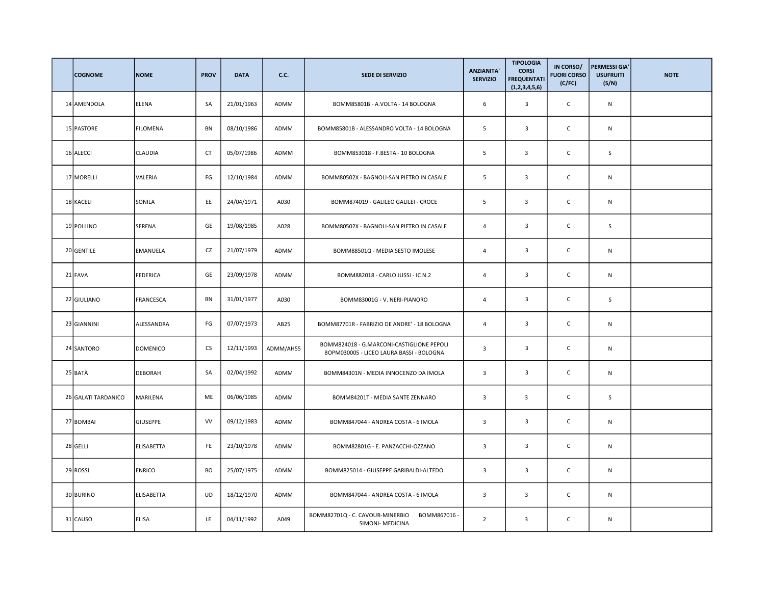| | COGNOME | NOME | PROV | DATA | C.C. | SEDE DI SERVIZIO | ANZIANITA' SERVIZIO | TIPOLOGIA CORSI FREQUENTATI (1,2,3,4,5,6) | IN CORSO/ FUORI CORSO (C/FC) | PERMESSI GIA' USUFRUITI (S/N) | NOTE |
|---|---|---|---|---|---|---|---|---|---|---|---|
| 14 | AMENDOLA | ELENA | SA | 21/01/1963 | ADMM | BOMM85801B - A.VOLTA - 14 BOLOGNA | 6 | 3 | C | N | |
| 15 | PASTORE | FILOMENA | BN | 08/10/1986 | ADMM | BOMM85801B - ALESSANDRO VOLTA - 14 BOLOGNA | 5 | 3 | C | N | |
| 16 | ALECCI | CLAUDIA | CT | 05/07/1986 | ADMM | BOMM853018 - F.BESTA - 10 BOLOGNA | 5 | 3 | C | S | |
| 17 | MORELLI | VALERIA | FG | 12/10/1984 | ADMM | BOMM80502X - BAGNOLI-SAN PIETRO IN CASALE | 5 | 3 | C | N | |
| 18 | KACELI | SONILA | EE | 24/04/1971 | A030 | BOMM874019 - GALILEO GALILEI - CROCE | 5 | 3 | C | N | |
| 19 | POLLINO | SERENA | GE | 19/08/1985 | A028 | BOMM80502X - BAGNOLI-SAN PIETRO IN CASALE | 4 | 3 | C | S | |
| 20 | GENTILE | EMANUELA | CZ | 21/07/1979 | ADMM | BOMM88501Q - MEDIA SESTO IMOLESE | 4 | 3 | C | N | |
| 21 | FAVA | FEDERICA | GE | 23/09/1978 | ADMM | BOMM882018 - CARLO JUSSI - IC N.2 | 4 | 3 | C | N | |
| 22 | GIULIANO | FRANCESCA | BN | 31/01/1977 | A030 | BOMM83001G - V. NERI-PIANORO | 4 | 3 | C | S | |
| 23 | GIANNINI | ALESSANDRA | FG | 07/07/1973 | AB25 | BOMM87701R - FABRIZIO DE ANDRE' - 18 BOLOGNA | 4 | 3 | C | N | |
| 24 | SANTORO | DOMENICO | CS | 12/11/1993 | ADMM/AH55 | BOMM824018 - G.MARCONI-CASTIGLIONE PEPOLI BOPM030005 - LICEO LAURA BASSI - BOLOGNA | 3 | 3 | C | N | |
| 25 | BATÀ | DEBORAH | SA | 02/04/1992 | ADMM | BOMM84301N - MEDIA INNOCENZO DA IMOLA | 3 | 3 | C | N | |
| 26 | GALATI TARDANICO | MARILENA | ME | 06/06/1985 | ADMM | BOMM84201T - MEDIA SANTE ZENNARO | 3 | 3 | C | S | |
| 27 | BOMBAI | GIUSEPPE | VV | 09/12/1983 | ADMM | BOMM847044 - ANDREA COSTA - 6 IMOLA | 3 | 3 | C | N | |
| 28 | GELLI | ELISABETTA | FE | 23/10/1978 | ADMM | BOMM82801G - E. PANZACCHI-OZZANO | 3 | 3 | C | N | |
| 29 | ROSSI | ENRICO | BO | 25/07/1975 | ADMM | BOMM825014 - GIUSEPPE GARIBALDI-ALTEDO | 3 | 3 | C | N | |
| 30 | BURINO | ELISABETTA | UD | 18/12/1970 | ADMM | BOMM847044 - ANDREA COSTA - 6 IMOLA | 3 | 3 | C | N | |
| 31 | CAUSO | ELISA | LE | 04/11/1992 | A049 | BOMM82701Q - C. CAVOUR-MINERBIO BOMM867016 - SIMONI- MEDICINA | 2 | 3 | C | N | |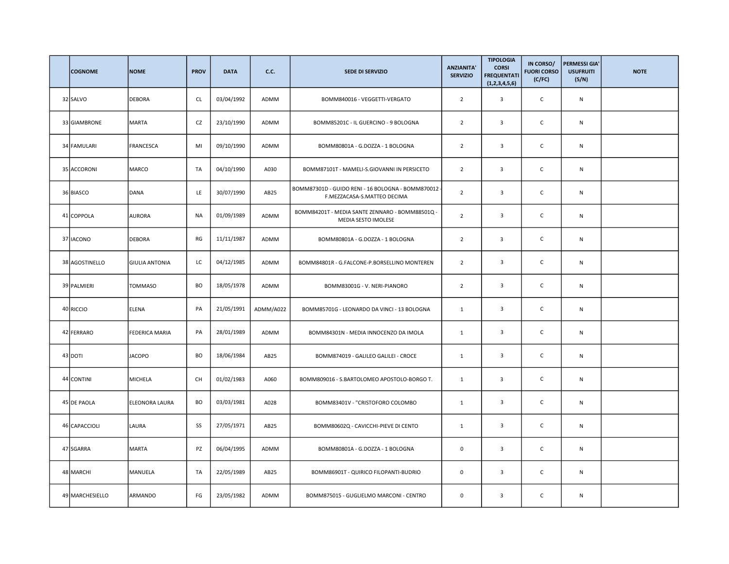| | COGNOME | NOME | PROV | DATA | C.C. | SEDE DI SERVIZIO | ANZIANITA' SERVIZIO | TIPOLOGIA CORSI FREQUENTATI (1,2,3,4,5,6) | IN CORSO/ FUORI CORSO (C/FC) | PERMESSI GIA' USUFRUITI (S/N) | NOTE |
|---|---|---|---|---|---|---|---|---|---|---|---|
| 32 | SALVO | DEBORA | CL | 03/04/1992 | ADMM | BOMM840016 - VEGGETTI-VERGATO | 2 | 3 | C | N | |
| 33 | GIAMBRONE | MARTA | CZ | 23/10/1990 | ADMM | BOMM85201C - IL GUERCINO - 9 BOLOGNA | 2 | 3 | C | N | |
| 34 | FAMULARI | FRANCESCA | MI | 09/10/1990 | ADMM | BOMM80801A - G.DOZZA - 1 BOLOGNA | 2 | 3 | C | N | |
| 35 | ACCORONI | MARCO | TA | 04/10/1990 | A030 | BOMM87101T - MAMELI-S.GIOVANNI IN PERSICETO | 2 | 3 | C | N | |
| 36 | BIASCO | DANA | LE | 30/07/1990 | AB25 | BOMM87301D - GUIDO RENI - 16 BOLOGNA - BOMM870012 - F.MEZZACASA-S.MATTEO DECIMA | 2 | 3 | C | N | |
| 41 | COPPOLA | AURORA | NA | 01/09/1989 | ADMM | BOMM84201T - MEDIA SANTE ZENNARO - BOMM88501Q - MEDIA SESTO IMOLESE | 2 | 3 | C | N | |
| 37 | IACONO | DEBORA | RG | 11/11/1987 | ADMM | BOMM80801A - G.DOZZA - 1 BOLOGNA | 2 | 3 | C | N | |
| 38 | AGOSTINELLO | GIULIA ANTONIA | LC | 04/12/1985 | ADMM | BOMM84801R - G.FALCONE-P.BORSELLINO MONTEREN | 2 | 3 | C | N | |
| 39 | PALMIERI | TOMMASO | BO | 18/05/1978 | ADMM | BOMM83001G - V. NERI-PIANORO | 2 | 3 | C | N | |
| 40 | RICCIO | ELENA | PA | 21/05/1991 | ADMM/A022 | BOMM85701G - LEONARDO DA VINCI - 13 BOLOGNA | 1 | 3 | C | N | |
| 42 | FERRARO | FEDERICA MARIA | PA | 28/01/1989 | ADMM | BOMM84301N - MEDIA INNOCENZO DA IMOLA | 1 | 3 | C | N | |
| 43 | DOTI | JACOPO | BO | 18/06/1984 | AB25 | BOMM874019 - GALILEO GALILEI - CROCE | 1 | 3 | C | N | |
| 44 | CONTINI | MICHELA | CH | 01/02/1983 | A060 | BOMM809016 - S.BARTOLOMEO APOSTOLO-BORGO T. | 1 | 3 | C | N | |
| 45 | DE PAOLA | ELEONORA LAURA | BO | 03/03/1981 | A028 | BOMM83401V - "CRISTOFORO COLOMBO | 1 | 3 | C | N | |
| 46 | CAPACCIOLI | LAURA | SS | 27/05/1971 | AB25 | BOMM80602Q - CAVICCHI-PIEVE DI CENTO | 1 | 3 | C | N | |
| 47 | SGARRA | MARTA | PZ | 06/04/1995 | ADMM | BOMM80801A - G.DOZZA - 1 BOLOGNA | 0 | 3 | C | N | |
| 48 | MARCHI | MANUELA | TA | 22/05/1989 | AB25 | BOMM86901T - QUIRICO FILOPANTI-BUDRIO | 0 | 3 | C | N | |
| 49 | MARCHESIELLO | ARMANDO | FG | 23/05/1982 | ADMM | BOMM875015 - GUGLIELMO MARCONI - CENTRO | 0 | 3 | C | N | |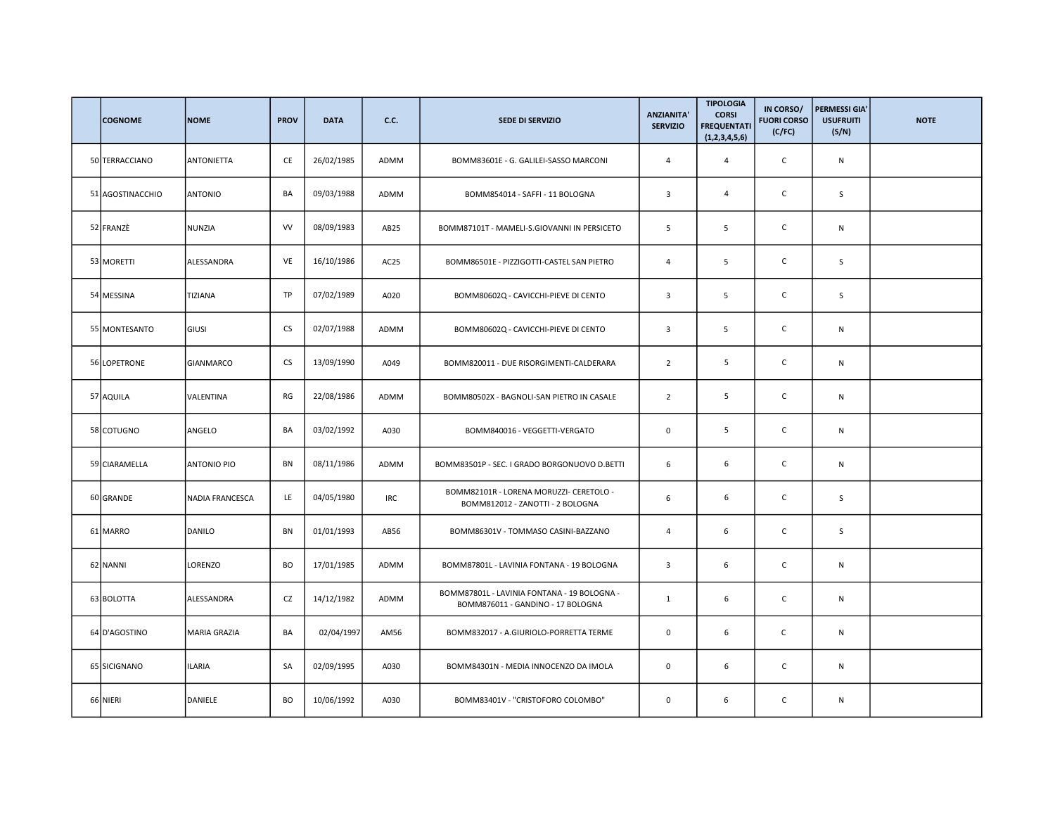| | COGNOME | NOME | PROV | DATA | C.C. | SEDE DI SERVIZIO | ANZIANITA' SERVIZIO | TIPOLOGIA CORSI FREQUENTATI (1,2,3,4,5,6) | IN CORSO/ FUORI CORSO (C/FC) | PERMESSI GIA' USUFRUITI (S/N) | NOTE |
|---|---|---|---|---|---|---|---|---|---|---|---|
| 50 | TERRACCIANO | ANTONIETTA | CE | 26/02/1985 | ADMM | BOMM83601E - G. GALILEI-SASSO MARCONI | 4 | 4 | C | N | |
| 51 | AGOSTINACCHIO | ANTONIO | BA | 09/03/1988 | ADMM | BOMM854014 - SAFFI - 11 BOLOGNA | 3 | 4 | C | S | |
| 52 | FRANZÈ | NUNZIA | VV | 08/09/1983 | AB25 | BOMM87101T - MAMELI-S.GIOVANNI IN PERSICETO | 5 | 5 | C | N | |
| 53 | MORETTI | ALESSANDRA | VE | 16/10/1986 | AC25 | BOMM86501E - PIZZIGOTTI-CASTEL SAN PIETRO | 4 | 5 | C | S | |
| 54 | MESSINA | TIZIANA | TP | 07/02/1989 | A020 | BOMM80602Q - CAVICCHI-PIEVE DI CENTO | 3 | 5 | C | S | |
| 55 | MONTESANTO | GIUSI | CS | 02/07/1988 | ADMM | BOMM80602Q - CAVICCHI-PIEVE DI CENTO | 3 | 5 | C | N | |
| 56 | LOPETRONE | GIANMARCO | CS | 13/09/1990 | A049 | BOMM820011 - DUE RISORGIMENTI-CALDERARA | 2 | 5 | C | N | |
| 57 | AQUILA | VALENTINA | RG | 22/08/1986 | ADMM | BOMM80502X - BAGNOLI-SAN PIETRO IN CASALE | 2 | 5 | C | N | |
| 58 | COTUGNO | ANGELO | BA | 03/02/1992 | A030 | BOMM840016 - VEGGETTI-VERGATO | 0 | 5 | C | N | |
| 59 | CIARAMELLA | ANTONIO PIO | BN | 08/11/1986 | ADMM | BOMM83501P - SEC. I GRADO BORGONUOVO D.BETTI | 6 | 6 | C | N | |
| 60 | GRANDE | NADIA FRANCESCA | LE | 04/05/1980 | IRC | BOMM82101R - LORENA MORUZZI- CERETOLO - BOMM812012 - ZANOTTI - 2 BOLOGNA | 6 | 6 | C | S | |
| 61 | MARRO | DANILO | BN | 01/01/1993 | AB56 | BOMM86301V - TOMMASO CASINI-BAZZANO | 4 | 6 | C | S | |
| 62 | NANNI | LORENZO | BO | 17/01/1985 | ADMM | BOMM87801L - LAVINIA FONTANA - 19 BOLOGNA | 3 | 6 | C | N | |
| 63 | BOLOTTA | ALESSANDRA | CZ | 14/12/1982 | ADMM | BOMM87801L - LAVINIA FONTANA - 19 BOLOGNA - BOMM876011 - GANDINO - 17 BOLOGNA | 1 | 6 | C | N | |
| 64 | D'AGOSTINO | MARIA GRAZIA | BA | 02/04/1997 | AM56 | BOMM832017 - A.GIURIOLO-PORRETTA TERME | 0 | 6 | C | N | |
| 65 | SICIGNANO | ILARIA | SA | 02/09/1995 | A030 | BOMM84301N - MEDIA INNOCENZO DA IMOLA | 0 | 6 | C | N | |
| 66 | NIERI | DANIELE | BO | 10/06/1992 | A030 | BOMM83401V - "CRISTOFORO COLOMBO" | 0 | 6 | C | N | |